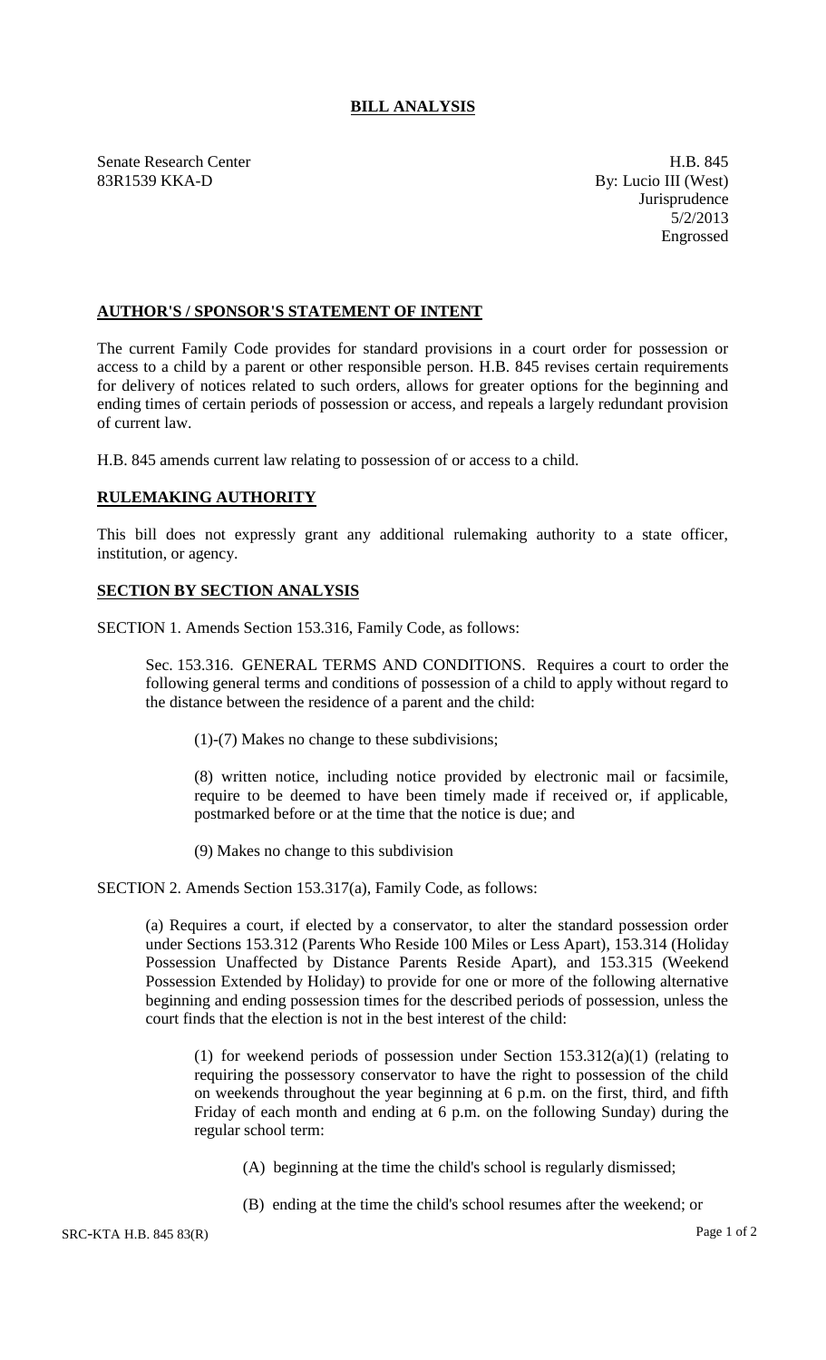# BILL ANALYSIS

Senate Research Center
83R1539 KKA-D

H.B. 845
By: Lucio III (West)
Jurisprudence
5/2/2013
Engrossed

## AUTHOR'S / SPONSOR'S STATEMENT OF INTENT

The current Family Code provides for standard provisions in a court order for possession or access to a child by a parent or other responsible person. H.B. 845 revises certain requirements for delivery of notices related to such orders, allows for greater options for the beginning and ending times of certain periods of possession or access, and repeals a largely redundant provision of current law.

H.B. 845 amends current law relating to possession of or access to a child.

## RULEMAKING AUTHORITY

This bill does not expressly grant any additional rulemaking authority to a state officer, institution, or agency.

## SECTION BY SECTION ANALYSIS

SECTION 1. Amends Section 153.316, Family Code, as follows:

Sec. 153.316. GENERAL TERMS AND CONDITIONS. Requires a court to order the following general terms and conditions of possession of a child to apply without regard to the distance between the residence of a parent and the child:

(1)-(7) Makes no change to these subdivisions;

(8) written notice, including notice provided by electronic mail or facsimile, require to be deemed to have been timely made if received or, if applicable, postmarked before or at the time that the notice is due; and

(9) Makes no change to this subdivision

SECTION 2. Amends Section 153.317(a), Family Code, as follows:

(a) Requires a court, if elected by a conservator, to alter the standard possession order under Sections 153.312 (Parents Who Reside 100 Miles or Less Apart), 153.314 (Holiday Possession Unaffected by Distance Parents Reside Apart), and 153.315 (Weekend Possession Extended by Holiday) to provide for one or more of the following alternative beginning and ending possession times for the described periods of possession, unless the court finds that the election is not in the best interest of the child:

(1) for weekend periods of possession under Section 153.312(a)(1) (relating to requiring the possessory conservator to have the right to possession of the child on weekends throughout the year beginning at 6 p.m. on the first, third, and fifth Friday of each month and ending at 6 p.m. on the following Sunday) during the regular school term:

(A) beginning at the time the child's school is regularly dismissed;

(B) ending at the time the child's school resumes after the weekend; or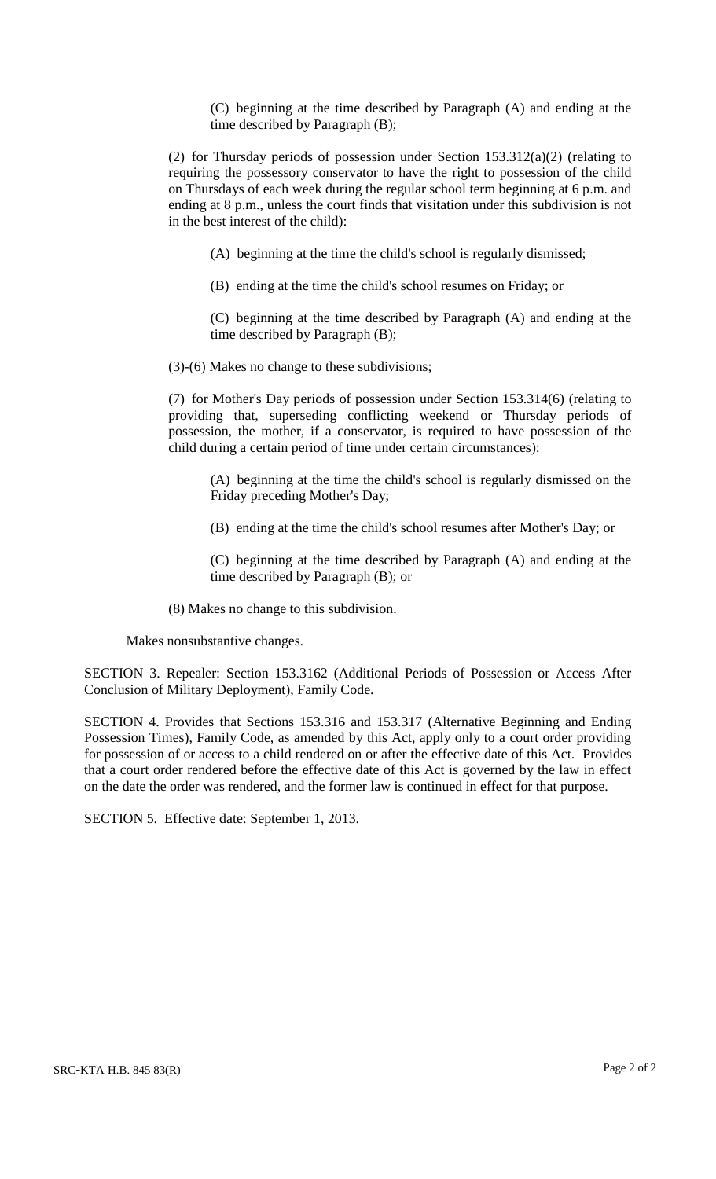(C) beginning at the time described by Paragraph (A) and ending at the time described by Paragraph (B);

(2) for Thursday periods of possession under Section 153.312(a)(2) (relating to requiring the possessory conservator to have the right to possession of the child on Thursdays of each week during the regular school term beginning at 6 p.m. and ending at 8 p.m., unless the court finds that visitation under this subdivision is not in the best interest of the child):

(A) beginning at the time the child's school is regularly dismissed;

(B) ending at the time the child's school resumes on Friday; or

(C) beginning at the time described by Paragraph (A) and ending at the time described by Paragraph (B);

(3)-(6) Makes no change to these subdivisions;

(7) for Mother's Day periods of possession under Section 153.314(6) (relating to providing that, superseding conflicting weekend or Thursday periods of possession, the mother, if a conservator, is required to have possession of the child during a certain period of time under certain circumstances):

(A) beginning at the time the child's school is regularly dismissed on the Friday preceding Mother's Day;

(B) ending at the time the child's school resumes after Mother's Day; or

(C) beginning at the time described by Paragraph (A) and ending at the time described by Paragraph (B); or

(8) Makes no change to this subdivision.

Makes nonsubstantive changes.

SECTION 3. Repealer: Section 153.3162 (Additional Periods of Possession or Access After Conclusion of Military Deployment), Family Code.

SECTION 4. Provides that Sections 153.316 and 153.317 (Alternative Beginning and Ending Possession Times), Family Code, as amended by this Act, apply only to a court order providing for possession of or access to a child rendered on or after the effective date of this Act. Provides that a court order rendered before the effective date of this Act is governed by the law in effect on the date the order was rendered, and the former law is continued in effect for that purpose.

SECTION 5. Effective date: September 1, 2013.